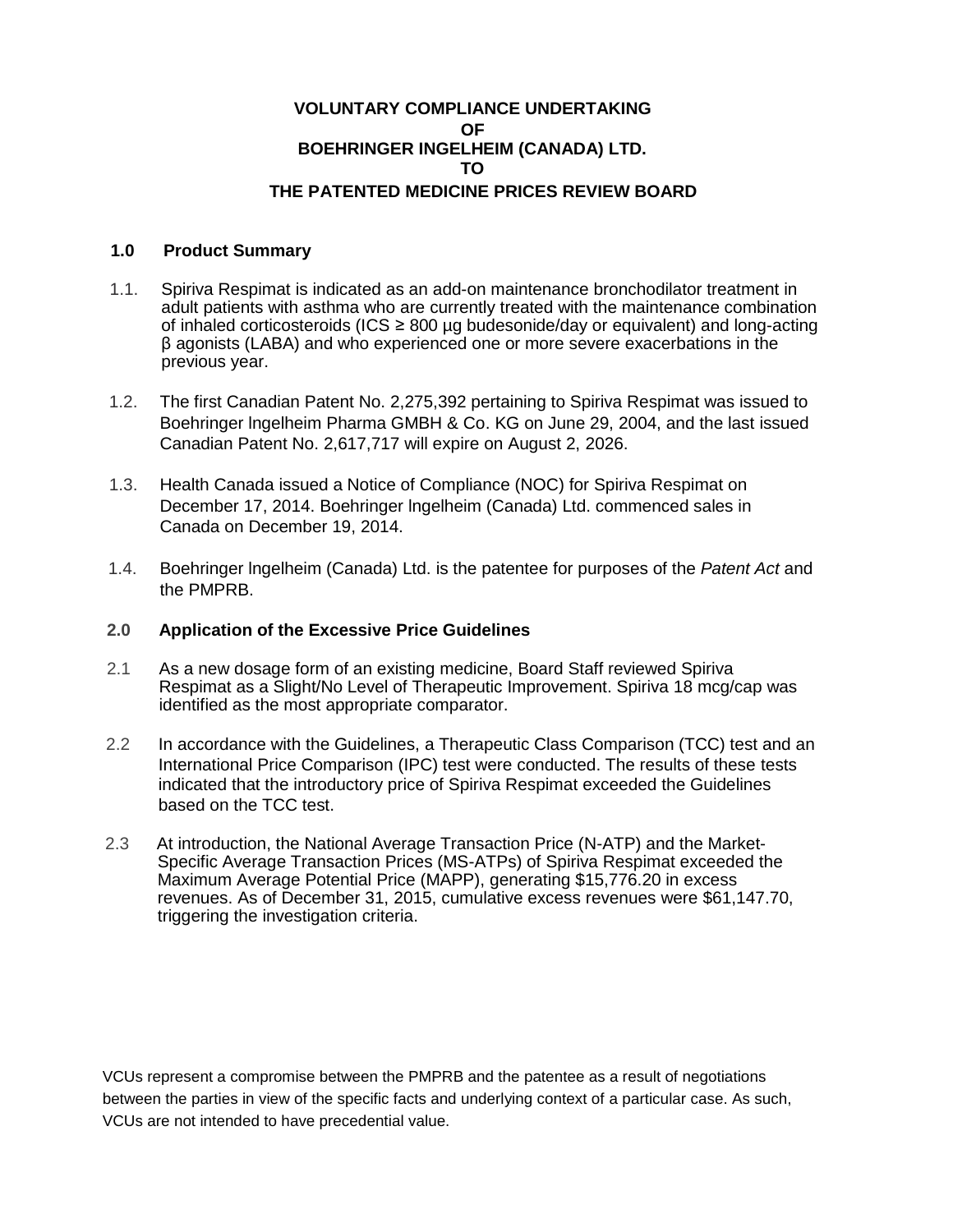**VOLUNTARY COMPLIANCE UNDERTAKING**
**OF**
**BOEHRINGER INGELHEIM (CANADA) LTD.**
**TO**
**THE PATENTED MEDICINE PRICES REVIEW BOARD**

## 1.0 Product Summary

1.1. Spiriva Respimat is indicated as an add-on maintenance bronchodilator treatment in adult patients with asthma who are currently treated with the maintenance combination of inhaled corticosteroids (ICS ≥ 800 µg budesonide/day or equivalent) and long-acting β agonists (LABA) and who experienced one or more severe exacerbations in the previous year.

1.2. The first Canadian Patent No. 2,275,392 pertaining to Spiriva Respimat was issued to Boehringer lngelheim Pharma GMBH & Co. KG on June 29, 2004, and the last issued Canadian Patent No. 2,617,717 will expire on August 2, 2026.

1.3. Health Canada issued a Notice of Compliance (NOC) for Spiriva Respimat on December 17, 2014. Boehringer lngelheim (Canada) Ltd. commenced sales in Canada on December 19, 2014.

1.4. Boehringer lngelheim (Canada) Ltd. is the patentee for purposes of the *Patent Act* and the PMPRB.

## 2.0 Application of the Excessive Price Guidelines

2.1 As a new dosage form of an existing medicine, Board Staff reviewed Spiriva Respimat as a Slight/No Level of Therapeutic Improvement. Spiriva 18 mcg/cap was identified as the most appropriate comparator.

2.2 In accordance with the Guidelines, a Therapeutic Class Comparison (TCC) test and an International Price Comparison (IPC) test were conducted. The results of these tests indicated that the introductory price of Spiriva Respimat exceeded the Guidelines based on the TCC test.

2.3 At introduction, the National Average Transaction Price (N-ATP) and the Market-Specific Average Transaction Prices (MS-ATPs) of Spiriva Respimat exceeded the Maximum Average Potential Price (MAPP), generating $15,776.20 in excess revenues. As of December 31, 2015, cumulative excess revenues were $61,147.70, triggering the investigation criteria.

VCUs represent a compromise between the PMPRB and the patentee as a result of negotiations between the parties in view of the specific facts and underlying context of a particular case. As such, VCUs are not intended to have precedential value.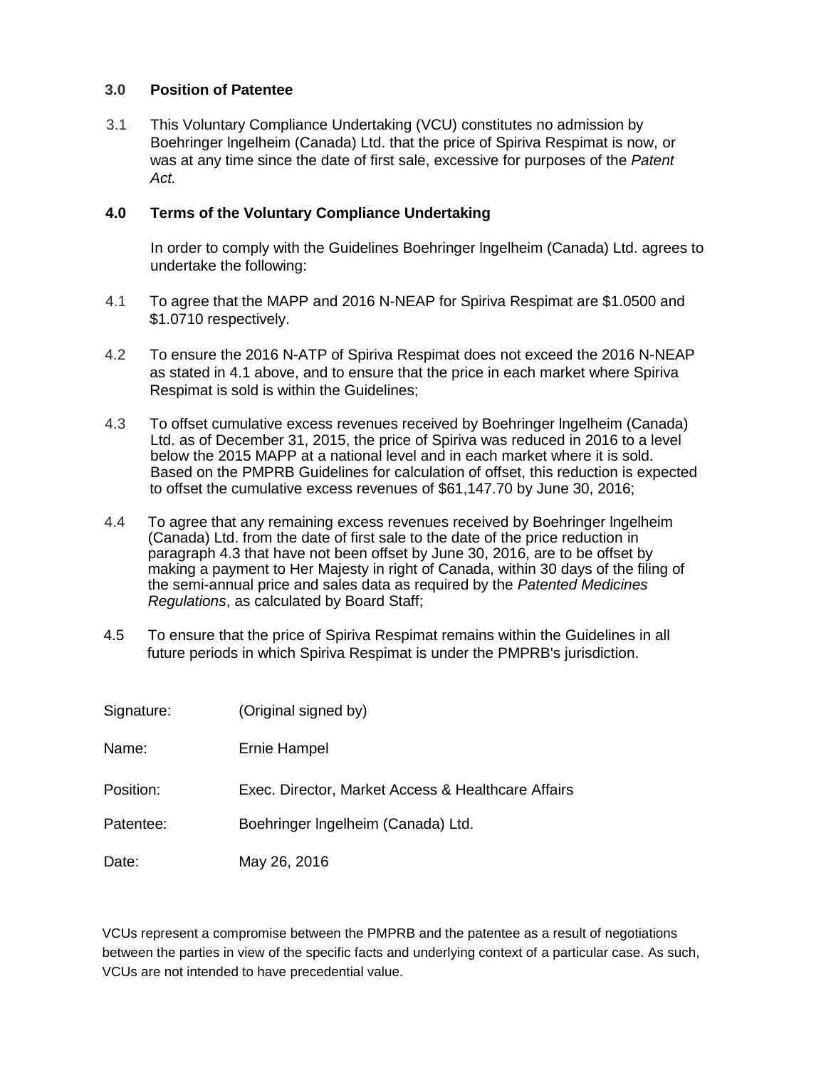### 3.0 Position of Patentee

3.1 This Voluntary Compliance Undertaking (VCU) constitutes no admission by Boehringer lngelheim (Canada) Ltd. that the price of Spiriva Respimat is now, or was at any time since the date of first sale, excessive for purposes of the *Patent Act.*

### 4.0 Terms of the Voluntary Compliance Undertaking

In order to comply with the Guidelines Boehringer lngelheim (Canada) Ltd. agrees to undertake the following:

4.1 To agree that the MAPP and 2016 N-NEAP for Spiriva Respimat are $1.0500 and $1.0710 respectively.

4.2 To ensure the 2016 N-ATP of Spiriva Respimat does not exceed the 2016 N-NEAP as stated in 4.1 above, and to ensure that the price in each market where Spiriva Respimat is sold is within the Guidelines;

4.3 To offset cumulative excess revenues received by Boehringer lngelheim (Canada) Ltd. as of December 31, 2015, the price of Spiriva was reduced in 2016 to a level below the 2015 MAPP at a national level and in each market where it is sold. Based on the PMPRB Guidelines for calculation of offset, this reduction is expected to offset the cumulative excess revenues of $61,147.70 by June 30, 2016;

4.4 To agree that any remaining excess revenues received by Boehringer lngelheim (Canada) Ltd. from the date of first sale to the date of the price reduction in paragraph 4.3 that have not been offset by June 30, 2016, are to be offset by making a payment to Her Majesty in right of Canada, within 30 days of the filing of the semi-annual price and sales data as required by the *Patented Medicines Regulations*, as calculated by Board Staff;

4.5 To ensure that the price of Spiriva Respimat remains within the Guidelines in all future periods in which Spiriva Respimat is under the PMPRB's jurisdiction.

| | |
|---|---|
| Signature: | (Original signed by) |
| Name: | Ernie Hampel |
| Position: | Exec. Director, Market Access & Healthcare Affairs |
| Patentee: | Boehringer lngelheim (Canada) Ltd. |
| Date: | May 26, 2016 |

VCUs represent a compromise between the PMPRB and the patentee as a result of negotiations between the parties in view of the specific facts and underlying context of a particular case. As such, VCUs are not intended to have precedential value.